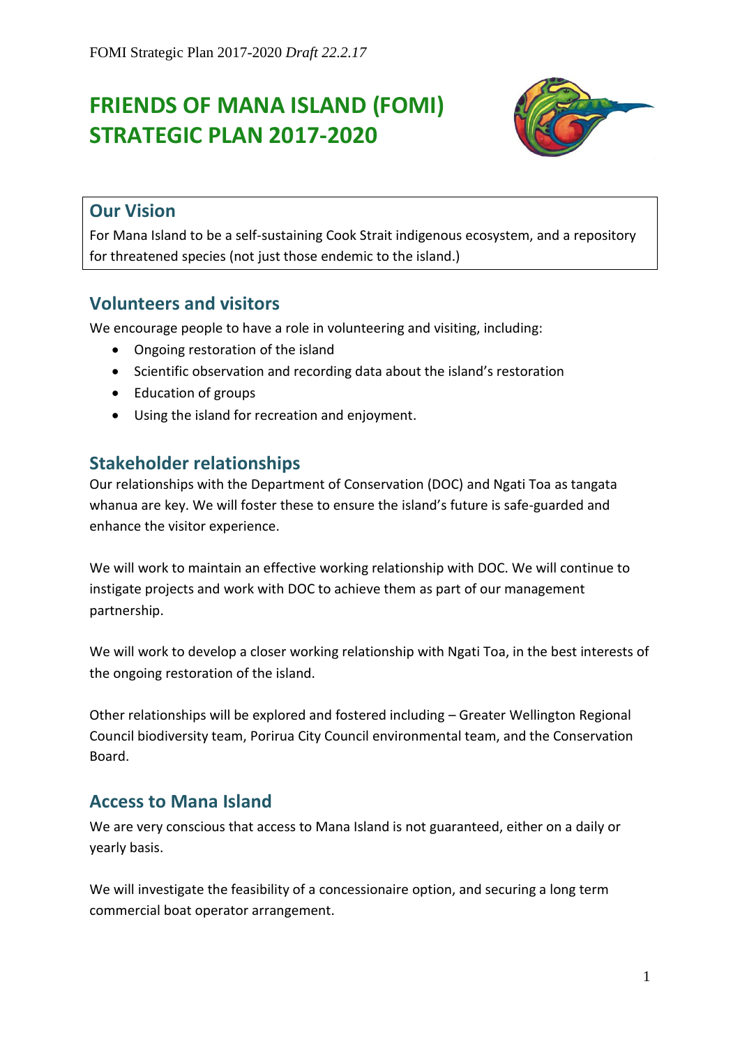# FRIENDS OF MANA ISLAND (FOMI) STRATEGIC PLAN 2017-2020

## Our Vision

For Mana Island to be a self-sustaining Cook Strait indigenous ecosystem, and a repository for threatened species (not just those endemic to the island.)

## Volunteers and visitors

We encourage people to have a role in volunteering and visiting, including:

- Ongoing restoration of the island
- Scientific observation and recording data about the island's restoration
- Education of groups
- Using the island for recreation and enjoyment.

## Stakeholder relationships

Our relationships with the Department of Conservation (DOC) and Ngati Toa as tangata whanua are key. We will foster these to ensure the island's future is safe-guarded and enhance the visitor experience.

We will work to maintain an effective working relationship with DOC. We will continue to instigate projects and work with DOC to achieve them as part of our management partnership.

We will work to develop a closer working relationship with Ngati Toa, in the best interests of the ongoing restoration of the island.

Other relationships will be explored and fostered including – Greater Wellington Regional Council biodiversity team, Porirua City Council environmental team, and the Conservation Board.

## Access to Mana Island

We are very conscious that access to Mana Island is not guaranteed, either on a daily or yearly basis.

We will investigate the feasibility of a concessionaire option, and securing a long term commercial boat operator arrangement.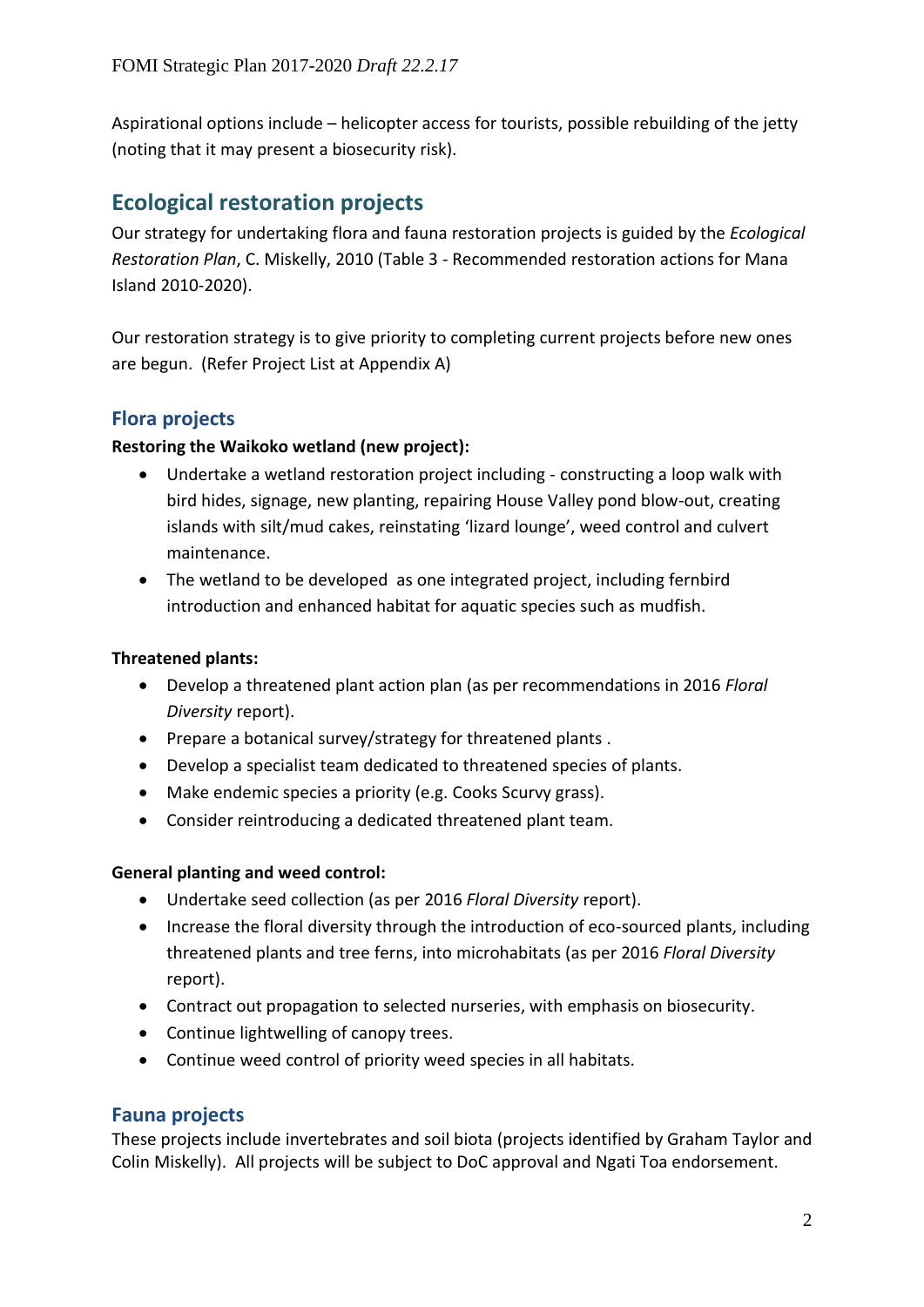Aspirational options include – helicopter access for tourists, possible rebuilding of the jetty (noting that it may present a biosecurity risk).

## Ecological restoration projects

Our strategy for undertaking flora and fauna restoration projects is guided by the *Ecological Restoration Plan*, C. Miskelly, 2010 (Table 3 - Recommended restoration actions for Mana Island 2010-2020).

Our restoration strategy is to give priority to completing current projects before new ones are begun. (Refer Project List at Appendix A)

### Flora projects

**Restoring the Waikoko wetland (new project):**

- Undertake a wetland restoration project including - constructing a loop walk with bird hides, signage, new planting, repairing House Valley pond blow-out, creating islands with silt/mud cakes, reinstating 'lizard lounge', weed control and culvert maintenance.
- The wetland to be developed as one integrated project, including fernbird introduction and enhanced habitat for aquatic species such as mudfish.

**Threatened plants:**

- Develop a threatened plant action plan (as per recommendations in 2016 *Floral Diversity* report).
- Prepare a botanical survey/strategy for threatened plants .
- Develop a specialist team dedicated to threatened species of plants.
- Make endemic species a priority (e.g. Cooks Scurvy grass).
- Consider reintroducing a dedicated threatened plant team.

**General planting and weed control:**

- Undertake seed collection (as per 2016 *Floral Diversity* report).
- Increase the floral diversity through the introduction of eco-sourced plants, including threatened plants and tree ferns, into microhabitats (as per 2016 *Floral Diversity* report).
- Contract out propagation to selected nurseries, with emphasis on biosecurity.
- Continue lightwelling of canopy trees.
- Continue weed control of priority weed species in all habitats.

### Fauna projects

These projects include invertebrates and soil biota (projects identified by Graham Taylor and Colin Miskelly). All projects will be subject to DoC approval and Ngati Toa endorsement.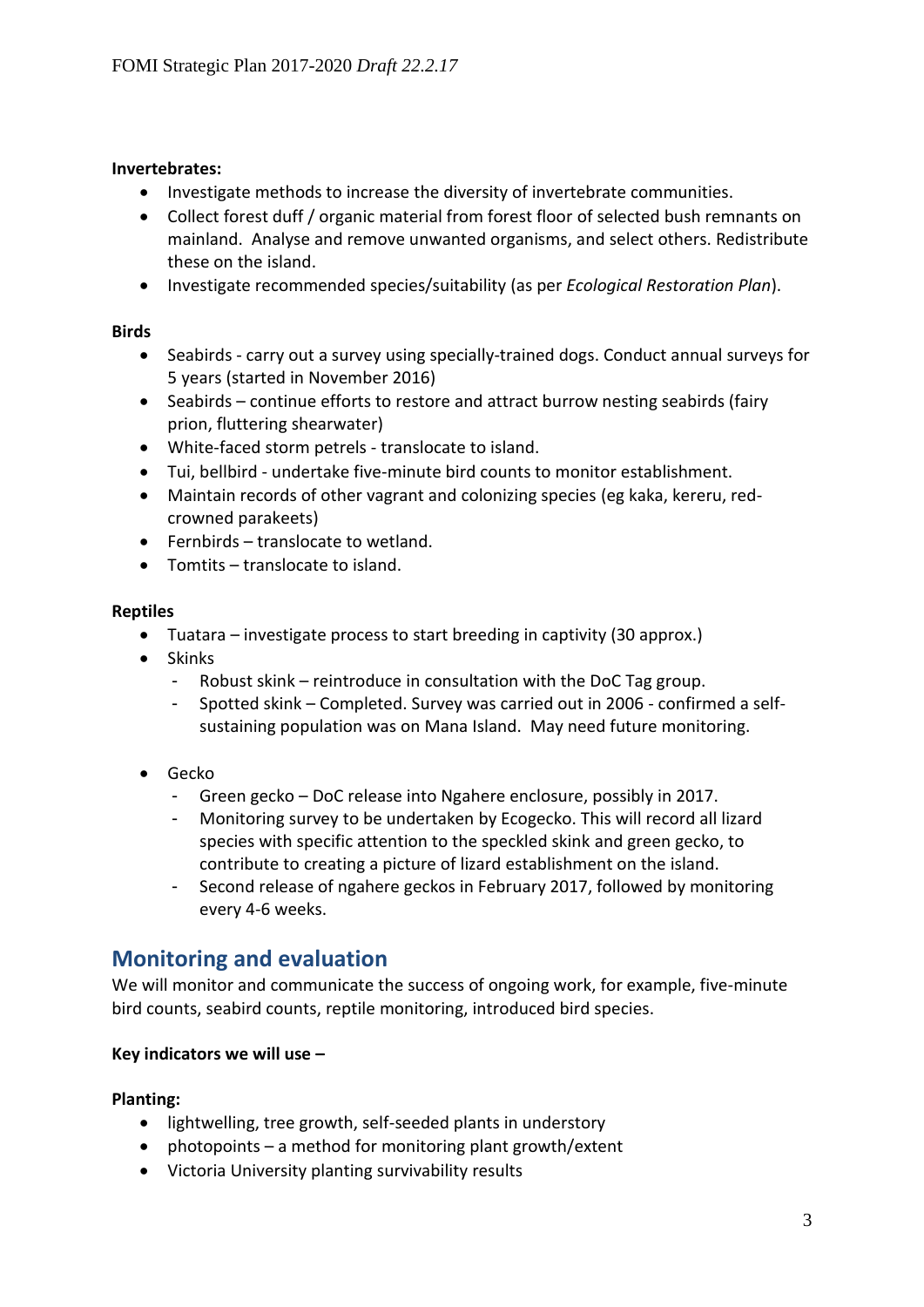**Invertebrates:**

- Investigate methods to increase the diversity of invertebrate communities.
- Collect forest duff / organic material from forest floor of selected bush remnants on mainland. Analyse and remove unwanted organisms, and select others. Redistribute these on the island.
- Investigate recommended species/suitability (as per *Ecological Restoration Plan*).

**Birds**

- Seabirds - carry out a survey using specially-trained dogs. Conduct annual surveys for 5 years (started in November 2016)
- Seabirds – continue efforts to restore and attract burrow nesting seabirds (fairy prion, fluttering shearwater)
- White-faced storm petrels - translocate to island.
- Tui, bellbird - undertake five-minute bird counts to monitor establishment.
- Maintain records of other vagrant and colonizing species (eg kaka, kereru, red-crowned parakeets)
- Fernbirds – translocate to wetland.
- Tomtits – translocate to island.

**Reptiles**

- Tuatara – investigate process to start breeding in captivity (30 approx.)
- Skinks
    - Robust skink – reintroduce in consultation with the DoC Tag group.
    - Spotted skink – Completed. Survey was carried out in 2006 - confirmed a self-sustaining population was on Mana Island. May need future monitoring.

- Gecko
    - Green gecko – DoC release into Ngahere enclosure, possibly in 2017.
    - Monitoring survey to be undertaken by Ecogecko. This will record all lizard species with specific attention to the speckled skink and green gecko, to contribute to creating a picture of lizard establishment on the island.
    - Second release of ngahere geckos in February 2017, followed by monitoring every 4-6 weeks.

## Monitoring and evaluation

We will monitor and communicate the success of ongoing work, for example, five-minute bird counts, seabird counts, reptile monitoring, introduced bird species.

**Key indicators we will use –**

**Planting:**

- lightwelling, tree growth, self-seeded plants in understory
- photopoints – a method for monitoring plant growth/extent
- Victoria University planting survivability results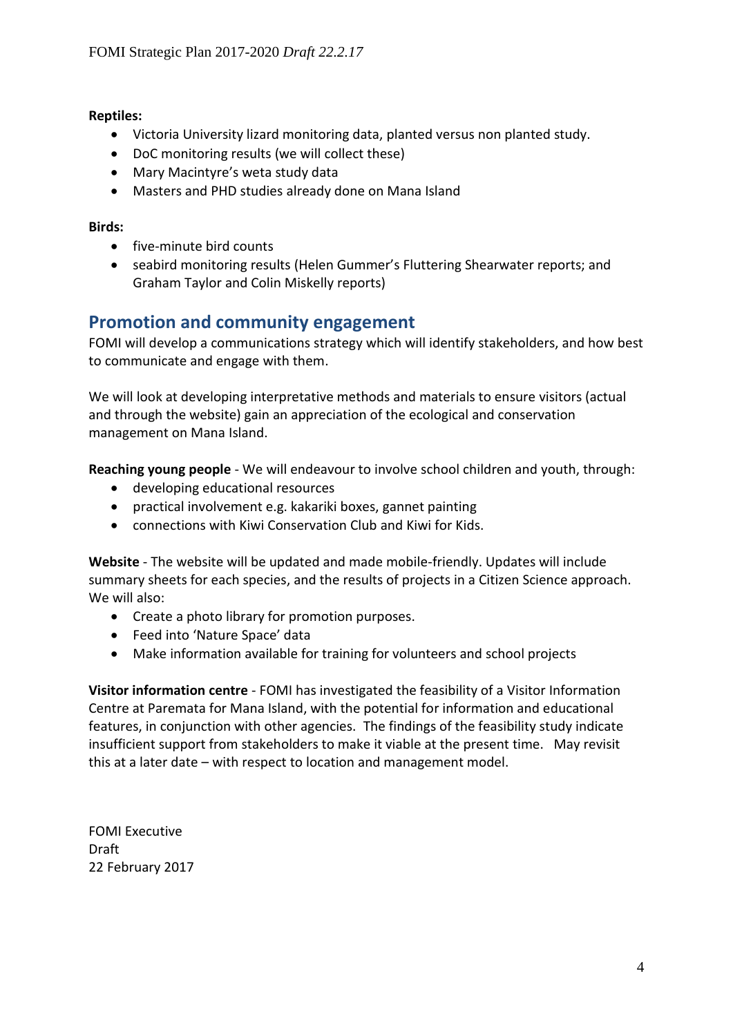**Reptiles:**

- Victoria University lizard monitoring data, planted versus non planted study.
- DoC monitoring results (we will collect these)
- Mary Macintyre's weta study data
- Masters and PHD studies already done on Mana Island

**Birds:**

- five-minute bird counts
- seabird monitoring results (Helen Gummer's Fluttering Shearwater reports; and Graham Taylor and Colin Miskelly reports)

## Promotion and community engagement

FOMI will develop a communications strategy which will identify stakeholders, and how best to communicate and engage with them.

We will look at developing interpretative methods and materials to ensure visitors (actual and through the website) gain an appreciation of the ecological and conservation management on Mana Island.

**Reaching young people** - We will endeavour to involve school children and youth, through:

- developing educational resources
- practical involvement e.g. kakariki boxes, gannet painting
- connections with Kiwi Conservation Club and Kiwi for Kids.

**Website** - The website will be updated and made mobile-friendly. Updates will include summary sheets for each species, and the results of projects in a Citizen Science approach. We will also:

- Create a photo library for promotion purposes.
- Feed into 'Nature Space' data
- Make information available for training for volunteers and school projects

**Visitor information centre** - FOMI has investigated the feasibility of a Visitor Information Centre at Paremata for Mana Island, with the potential for information and educational features, in conjunction with other agencies. The findings of the feasibility study indicate insufficient support from stakeholders to make it viable at the present time. May revisit this at a later date – with respect to location and management model.

FOMI Executive
Draft
22 February 2017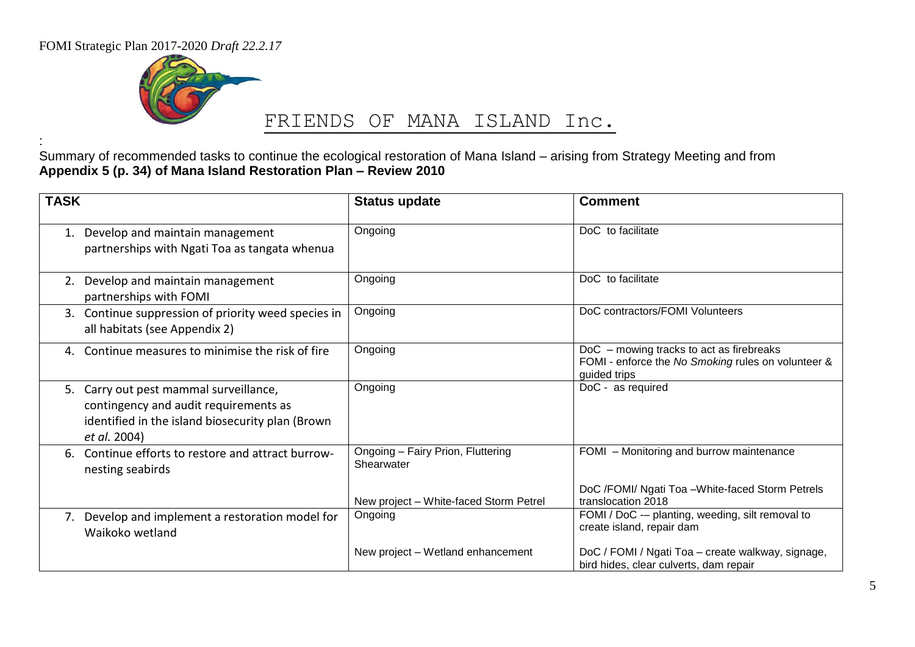FRIENDS OF MANA ISLAND Inc.

:

Summary of recommended tasks to continue the ecological restoration of Mana Island – arising from Strategy Meeting and from **Appendix 5 (p. 34) of Mana Island Restoration Plan – Review 2010**

| TASK | Status update | Comment |
|---|---|---|
| 1. Develop and maintain management partnerships with Ngati Toa as tangata whenua | Ongoing | DoC to facilitate |
| 2. Develop and maintain management partnerships with FOMI | Ongoing | DoC to facilitate |
| 3. Continue suppression of priority weed species in all habitats (see Appendix 2) | Ongoing | DoC contractors/FOMI Volunteers |
| 4. Continue measures to minimise the risk of fire | Ongoing | DoC – mowing tracks to act as firebreaks<br>FOMI - enforce the *No Smoking* rules on volunteer & guided trips |
| 5. Carry out pest mammal surveillance, contingency and audit requirements as identified in the island biosecurity plan (Brown *et al.* 2004) | Ongoing | DoC - as required |
| 6. Continue efforts to restore and attract burrow-nesting seabirds | Ongoing – Fairy Prion, Fluttering Shearwater | FOMI – Monitoring and burrow maintenance |
| | New project – White-faced Storm Petrel | DoC /FOMI/ Ngati Toa –White-faced Storm Petrels translocation 2018 |
| 7. Develop and implement a restoration model for Waikoko wetland | Ongoing | FOMI / DoC -– planting, weeding, silt removal to create island, repair dam |
| | New project – Wetland enhancement | DoC / FOMI / Ngati Toa – create walkway, signage, bird hides, clear culverts, dam repair |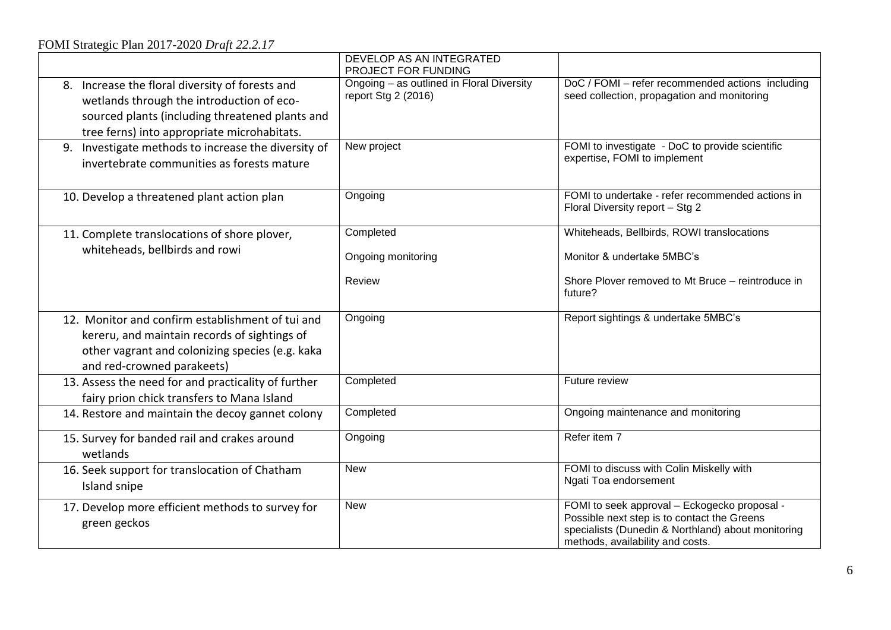| | DEVELOP AS AN INTEGRATED PROJECT FOR FUNDING | |
|---|---|---|
| 8. Increase the floral diversity of forests and wetlands through the introduction of eco-sourced plants (including threatened plants and tree ferns) into appropriate microhabitats. | Ongoing – as outlined in Floral Diversity report Stg 2 (2016) | DoC / FOMI – refer recommended actions including seed collection, propagation and monitoring |
| 9. Investigate methods to increase the diversity of invertebrate communities as forests mature | New project | FOMI to investigate - DoC to provide scientific expertise, FOMI to implement |
| 10. Develop a threatened plant action plan | Ongoing | FOMI to undertake - refer recommended actions in Floral Diversity report – Stg 2 |
| 11. Complete translocations of shore plover, whiteheads, bellbirds and rowi | Completed<br><br>Ongoing monitoring<br><br>Review | Whiteheads, Bellbirds, ROWI translocations<br><br>Monitor & undertake 5MBC's<br><br>Shore Plover removed to Mt Bruce – reintroduce in future? |
| 12. Monitor and confirm establishment of tui and kereru, and maintain records of sightings of other vagrant and colonizing species (e.g. kaka and red-crowned parakeets) | Ongoing | Report sightings & undertake 5MBC's |
| 13. Assess the need for and practicality of further fairy prion chick transfers to Mana Island | Completed | Future review |
| 14. Restore and maintain the decoy gannet colony | Completed | Ongoing maintenance and monitoring |
| 15. Survey for banded rail and crakes around wetlands | Ongoing | Refer item 7 |
| 16. Seek support for translocation of Chatham Island snipe | New | FOMI to discuss with Colin Miskelly with Ngati Toa endorsement |
| 17. Develop more efficient methods to survey for green geckos | New | FOMI to seek approval – Eckogecko proposal - Possible next step is to contact the Greens specialists (Dunedin & Northland) about monitoring methods, availability and costs. |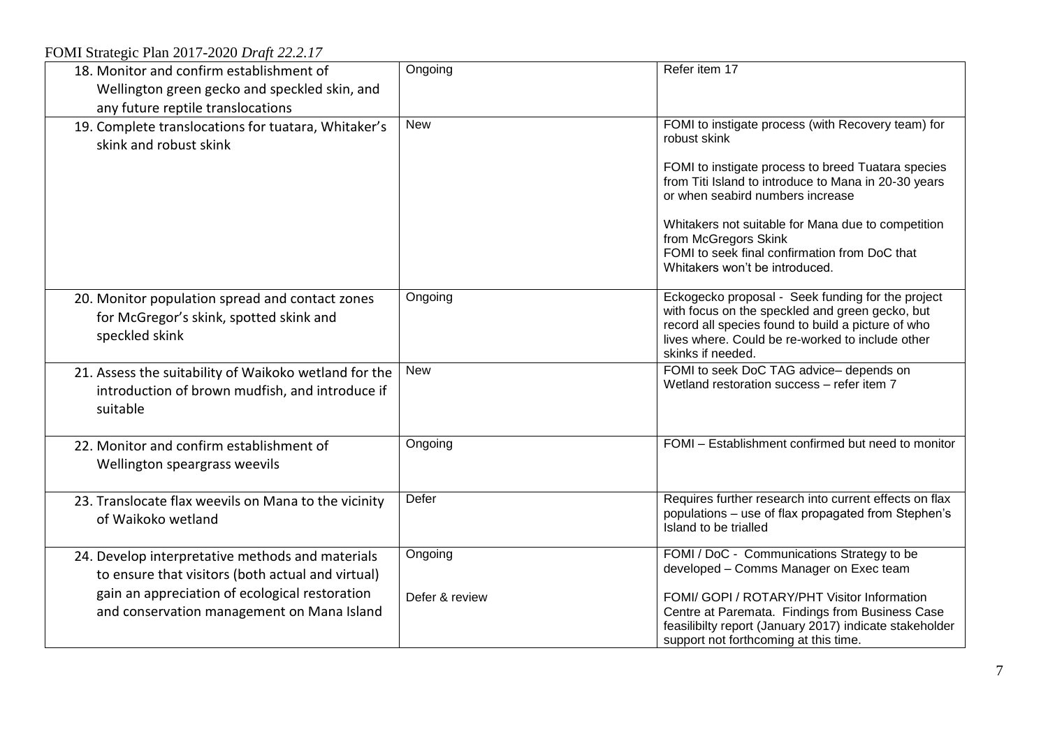| | | |
|---|---|---|
| 18. Monitor and confirm establishment of Wellington green gecko and speckled skin, and any future reptile translocations | Ongoing | Refer item 17 |
| 19. Complete translocations for tuatara, Whitaker's skink and robust skink | New | FOMI to instigate process (with Recovery team) for robust skink<br><br>FOMI to instigate process to breed Tuatara species from Titi Island to introduce to Mana in 20-30 years or when seabird numbers increase<br><br>Whitakers not suitable for Mana due to competition from McGregors Skink<br>FOMI to seek final confirmation from DoC that Whitakers won't be introduced. |
| 20. Monitor population spread and contact zones for McGregor's skink, spotted skink and speckled skink | Ongoing | Eckogecko proposal - Seek funding for the project with focus on the speckled and green gecko, but record all species found to build a picture of who lives where. Could be re-worked to include other skinks if needed. |
| 21. Assess the suitability of Waikoko wetland for the introduction of brown mudfish, and introduce if suitable | New | FOMI to seek DoC TAG advice– depends on Wetland restoration success – refer item 7 |
| 22. Monitor and confirm establishment of Wellington speargrass weevils | Ongoing | FOMI – Establishment confirmed but need to monitor |
| 23. Translocate flax weevils on Mana to the vicinity of Waikoko wetland | Defer | Requires further research into current effects on flax populations – use of flax propagated from Stephen's Island to be trialled |
| 24. Develop interpretative methods and materials to ensure that visitors (both actual and virtual) gain an appreciation of ecological restoration and conservation management on Mana Island | Ongoing<br><br>Defer & review | FOMI / DoC - Communications Strategy to be developed – Comms Manager on Exec team<br><br>FOMI/ GOPI / ROTARY/PHT Visitor Information Centre at Paremata. Findings from Business Case feasilibilty report (January 2017) indicate stakeholder support not forthcoming at this time. |